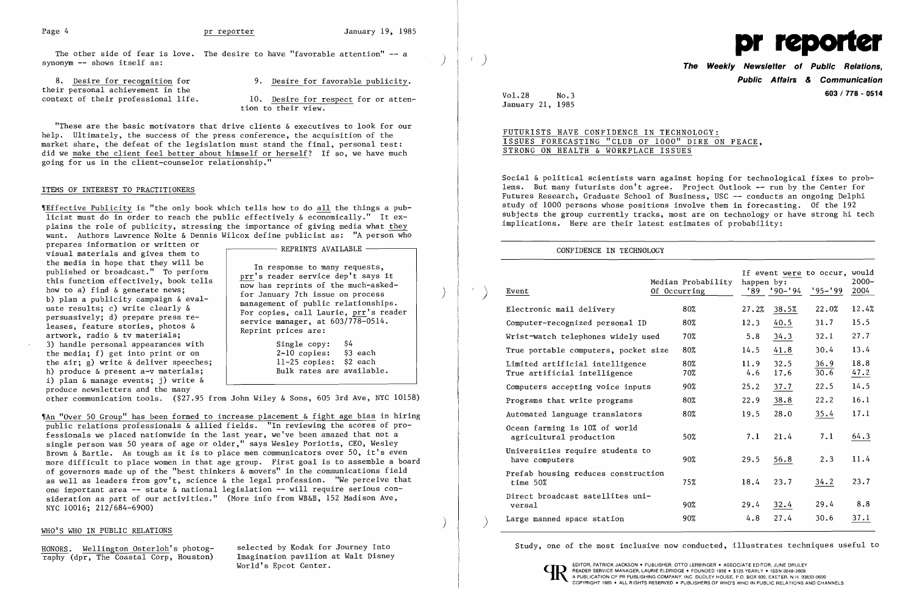The other side of fear is love. The desire to have "favorable attention" -- a synonym -- shows itself as:

8. Desire for recognition for their personal achievement in the context of their professional life.

9. Desire for favorable publicity.

10. Desire for respect for or attention to their view.

"These are the basic motivators that drive clients & executives to look for our help. Ultimately, the success of the press conference, the acquisition of the market share, the defeat of the legislation must stand the final, personal test: did we make the client feel better about himself or herself? If so, we have much going for us in the client-counselor relationship."

## ITEMS OF INTEREST TO PRACTITIONERS

¶Effective Publicity is "the only book which tells how to do all the things a publicist must do in order to reach the public effectively & economically." It explains the role of publicity, stressing the importance of giving media what they want. Authors Lawrence Nolte & Dennis Wilcox define publicist as: "A person who prepares information or written or visual materials and gives them to the media in hope that they will be published or broadcast." To perform this function effectively, book tells how to a) find & generate news; b) plan a publicity campaign & evaluate results; c) write clearly & persuasively; d) prepare press releases, feature stories, photos & artwork, radio & tv materials; 3) handle personal appearances with the media; f) get into print or on the air; g) write & deliver speeches; h) produce & present a-v materials; i) plan & manage events; j) write & produce newsletters and the many other communication tools. ($27.95 from John Wiley & Sons, 605 3rd Ave, NYC 10158)

**REPRINTS AVAILABLE**

In response to many requests, prr's reader service dep't says it now has reprints of the much-asked-for January 7th issue on process management of public relationships. For copies, call Laurie, prr's reader service manager, at 603/778-0514. Reprint prices are:

- Single copy: $4
- 2-10 copies: $3 each
- 11-25 copies: $2 each
- Bulk rates are available.

¶An "Over 50 Group" has been formed to increase placement & fight age bias in hiring public relations professionals & allied fields. "In reviewing the scores of professionals we placed nationwide in the last year, we've been amazed that not a single person was 50 years of age or older," says Wesley Poriotis, CEO, Wesley Brown & Bartle. As tough as it is to place men communicators over 50, it's even more difficult to place women in that age group. First goal is to assemble a board of governors made up of the "best thinkers & movers" in the communications field as well as leaders from gov't, science & the legal profession. "We perceive that one important area -- state & national legislation -- will require serious consideration as part of our activities." (More info from WB&B, 152 Madison Ave, NYC 10016; 212/684-6900)

## WHO'S WHO IN PUBLIC RELATIONS

HONORS. Wellington Osterloh's photography (dpr, The Coastal Corp, Houston) selected by Kodak for Journey Into Imagination pavilion at Walt Disney World's Epcot Center.

# pr reporter

**The Weekly Newsletter of Public Relations, Public Affairs & Communication**

603 / 778 - 0514

Vol.28 No.3
January 21, 1985

## FUTURISTS HAVE CONFIDENCE IN TECHNOLOGY: ISSUES FORECASTING "CLUB OF 1000" DIRE ON PEACE, STRONG ON HEALTH & WORKPLACE ISSUES

Social & political scientists warn against hoping for technological fixes to problems. But many futurists don't agree. Project Outlook -- run by the Center for Futures Research, Graduate School of Business, USC -- conducts an ongoing Delphi study of 1000 persons whose positions involve them in forecasting. Of the 192 subjects the group currently tracks, most are on technology or have strong hi tech implications. Here are their latest estimates of probability:

CONFIDENCE IN TECHNOLOGY

| Event | Median Probability Of Occurring | If event were to occur, would happen by: '89 | '90-'94 | '95-'99 | 2000-2004 |
|---|---|---|---|---|---|
| Electronic mail delivery | 80% | 27.2% | 38.5% | 22.0% | 12.4% |
| Computer-recognized personal ID | 80% | 12.3 | 40.5 | 31.7 | 15.5 |
| Wrist-watch telephones widely used | 70% | 5.8 | 34.3 | 32.1 | 27.7 |
| True portable computers, pocket size | 80% | 14.5 | 41.8 | 30.4 | 13.4 |
| Limited artificial intelligence | 80% | 11.9 | 32.5 | 36.9 | 18.8 |
| True artificial intelligence | 70% | 4.6 | 17.6 | 30.6 | 47.2 |
| Computers accepting voice inputs | 90% | 25.2 | 37.7 | 22.5 | 14.5 |
| Programs that write programs | 80% | 22.9 | 38.8 | 22.2 | 16.1 |
| Automated language translators | 80% | 19.5 | 28.0 | 35.4 | 17.1 |
| Ocean farming is 10% of world agricultural production | 50% | 7.1 | 21.4 | 7.1 | 64.3 |
| Universities require students to have computers | 90% | 29.5 | 56.8 | 2.3 | 11.4 |
| Prefab housing reduces construction time 50% | 75% | 18.4 | 23.7 | 34.2 | 23.7 |
| Direct broadcast satellites universal | 90% | 29.4 | 32.4 | 29.4 | 8.8 |
| Large manned space station | 90% | 4.8 | 27.4 | 30.6 | 37.1 |

Study, one of the most inclusive now conducted, illustrates techniques useful to

EDITOR, PATRICK JACKSON • PUBLISHER, OTTO LERBINGER • ASSOCIATE EDITOR, JUNE DRULEY
READER SERVICE MANAGER, LAURIE ELDRIDGE • FOUNDED 1958 • $125 YEARLY • ISSN 0048-2609
A PUBLICATION OF PR PUBLISHING COMPANY, INC. DUDLEY HOUSE, P.O. BOX 600, EXETER, N.H. 03833-0600
COPYRIGHT 1985 • ALL RIGHTS RESERVED • PUBLISHERS OF WHO'S WHO IN PUBLIC RELATIONS AND CHANNELS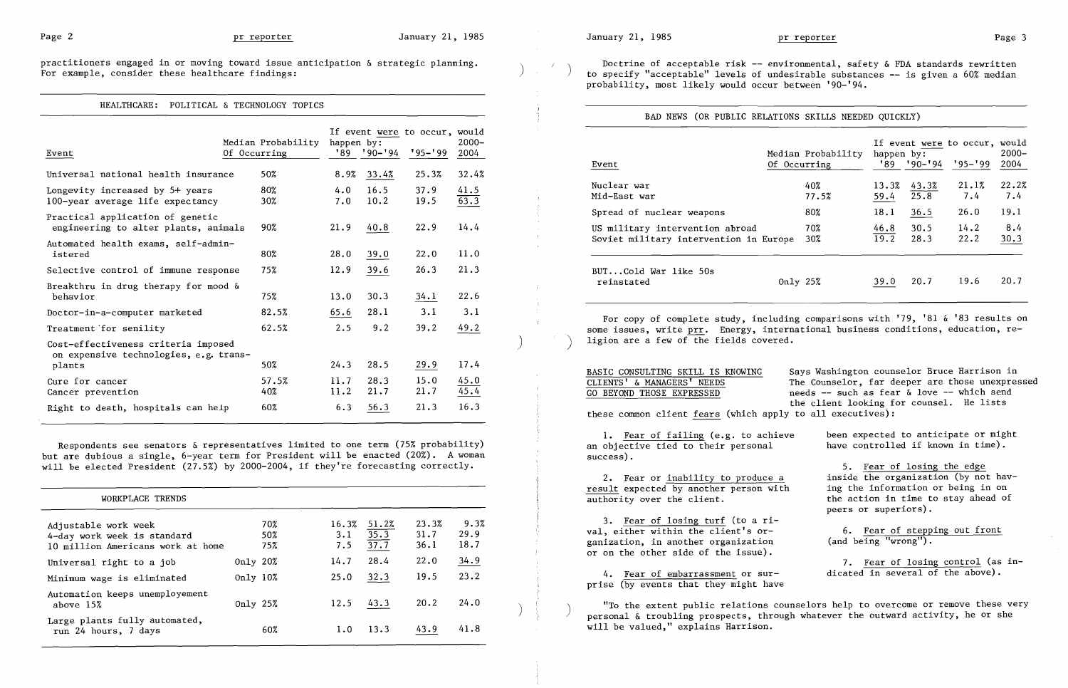practitioners engaged in or moving toward issue anticipation & strategic planning. For example, consider these healthcare findings:

HEALTHCARE: POLITICAL & TECHNOLOGY TOPICS

| Event | Median Probability Of Occurring | If event were to occur, would happen by: '89 | '90-'94 | '95-'99 | 2000-2004 |
|---|---|---|---|---|---|
| Universal national health insurance | 50% | 8.9% | 33.4% | 25.3% | 32.4% |
| Longevity increased by 5+ years | 80% | 4.0 | 16.5 | 37.9 | 41.5 |
| 100-year average life expectancy | 30% | 7.0 | 10.2 | 19.5 | 63.3 |
| Practical application of genetic engineering to alter plants, animals | 90% | 21.9 | 40.8 | 22.9 | 14.4 |
| Automated health exams, self-administered | 80% | 28.0 | 39.0 | 22.0 | 11.0 |
| Selective control of immune response | 75% | 12.9 | 39.6 | 26.3 | 21.3 |
| Breakthru in drug therapy for mood & behavior | 75% | 13.0 | 30.3 | 34.1 | 22.6 |
| Doctor-in-a-computer marketed | 82.5% | 65.6 | 28.1 | 3.1 | 3.1 |
| Treatment for senility | 62.5% | 2.5 | 9.2 | 39.2 | 49.2 |
| Cost-effectiveness criteria imposed on expensive technologies, e.g. transplants | 50% | 24.3 | 28.5 | 29.9 | 17.4 |
| Cure for cancer | 57.5% | 11.7 | 28.3 | 15.0 | 45.0 |
| Cancer prevention | 40% | 11.2 | 21.7 | 21.7 | 45.4 |
| Right to death, hospitals can help | 60% | 6.3 | 56.3 | 21.3 | 16.3 |

Respondents see senators & representatives limited to one term (75% probability) but are dubious a single, 6-year term for President will be enacted (20%). A woman will be elected President (27.5%) by 2000-2004, if they're forecasting correctly.

WORKPLACE TRENDS

| Event | Median Probability Of Occurring | '89 | '90-'94 | '95-'99 | 2000-2004 |
|---|---|---|---|---|---|
| Adjustable work week | 70% | 16.3% | 51.2% | 23.3% | 9.3% |
| 4-day work week is standard | 50% | 3.1 | 35.3 | 31.7 | 29.9 |
| 10 million Americans work at home | 75% | 7.5 | 37.7 | 36.1 | 18.7 |
| Universal right to a job | Only 20% | 14.7 | 28.4 | 22.0 | 34.9 |
| Minimum wage is eliminated | Only 10% | 25.0 | 32.3 | 19.5 | 23.2 |
| Automation keeps unemployement above 15% | Only 25% | 12.5 | 43.3 | 20.2 | 24.0 |
| Large plants fully automated, run 24 hours, 7 days | 60% | 1.0 | 13.3 | 43.9 | 41.8 |

Doctrine of acceptable risk -- environmental, safety & FDA standards rewritten to specify "acceptable" levels of undesirable substances -- is given a 60% median probability, most likely would occur between '90-'94.

BAD NEWS (OR PUBLIC RELATIONS SKILLS NEEDED QUICKLY)

| Event | Median Probability Of Occurring | If event were to occur, would happen by: '89 | '90-'94 | '95-'99 | 2000-2004 |
|---|---|---|---|---|---|
| Nuclear war | 40% | 13.3% | 43.3% | 21.1% | 22.2% |
| Mid-East war | 77.5% | 59.4 | 25.8 | 7.4 | 7.4 |
| Spread of nuclear weapons | 80% | 18.1 | 36.5 | 26.0 | 19.1 |
| US military intervention abroad | 70% | 46.8 | 30.5 | 14.2 | 8.4 |
| Soviet military intervention in Europe | 30% | 19.2 | 28.3 | 22.2 | 30.3 |
| BUT...Cold War like 50s reinstated | Only 25% | 39.0 | 20.7 | 19.6 | 20.7 |

For copy of complete study, including comparisons with '79, '81 & '83 results on some issues, write prr. Energy, international business conditions, education, religion are a few of the fields covered.

**BASIC CONSULTING SKILL IS KNOWING CLIENTS' & MANAGERS' NEEDS GO BEYOND THOSE EXPRESSED**

Says Washington counselor Bruce Harrison in The Counselor, far deeper are those unexpressed needs -- such as fear & love -- which send the client looking for counsel. He lists these common client fears (which apply to all executives):

1. Fear of failing (e.g. to achieve an objective tied to their personal success).

2. Fear or inability to produce a result expected by another person with authority over the client.

3. Fear of losing turf (to a rival, either within the client's organization, in another organization or on the other side of the issue).

4. Fear of embarrassment or surprise (by events that they might have been expected to anticipate or might have controlled if known in time).

5. Fear of losing the edge inside the organization (by not having the information or being in on the action in time to stay ahead of peers or superiors).

6. Fear of stepping out front (and being "wrong").

7. Fear of losing control (as indicated in several of the above).

"To the extent public relations counselors help to overcome or remove these very personal & troubling prospects, through whatever the outward activity, he or she will be valued," explains Harrison.